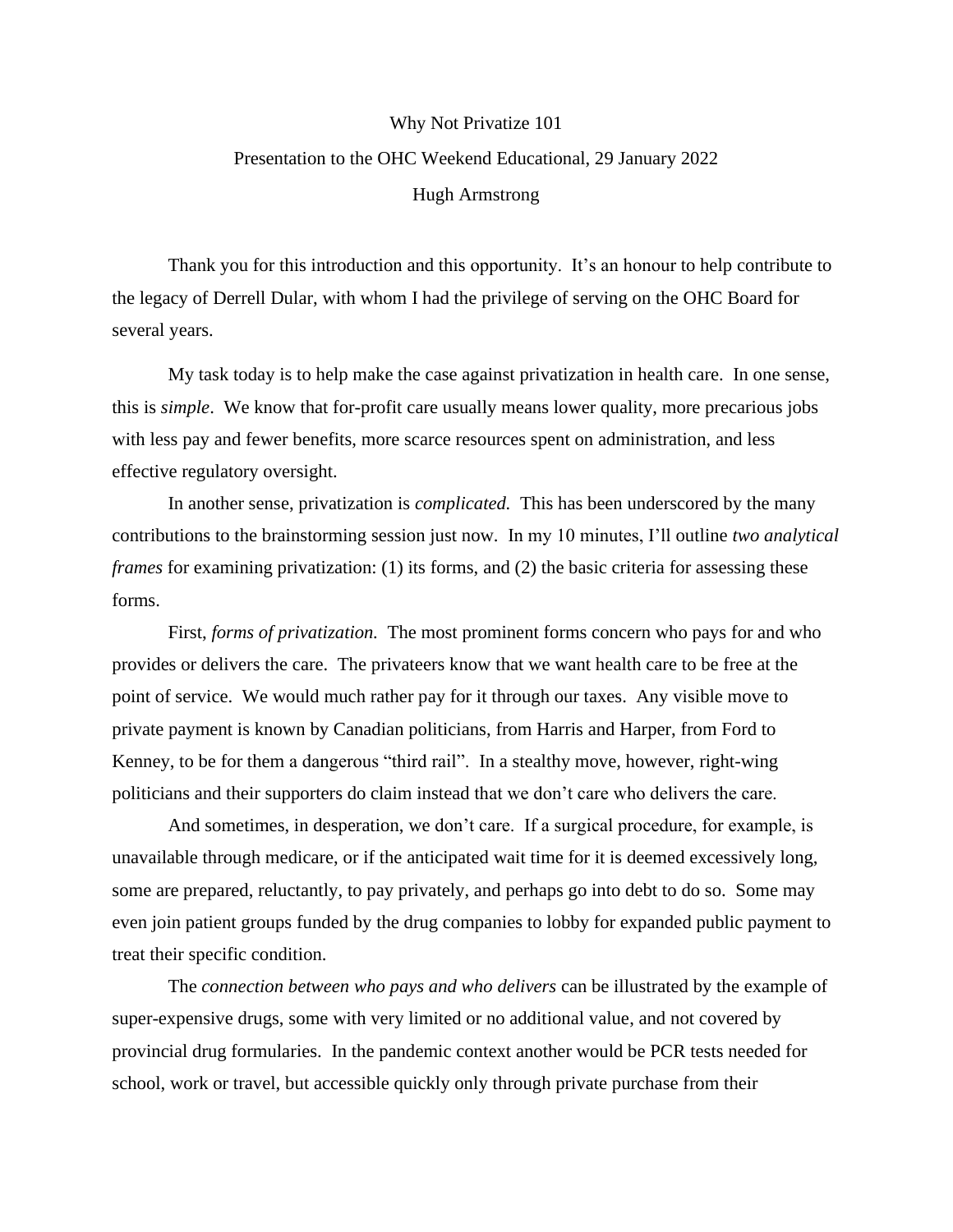Why Not Privatize 101

Presentation to the OHC Weekend Educational, 29 January 2022

Hugh Armstrong

Thank you for this introduction and this opportunity. It's an honour to help contribute to the legacy of Derrell Dular, with whom I had the privilege of serving on the OHC Board for several years.

My task today is to help make the case against privatization in health care. In one sense, this is *simple*. We know that for-profit care usually means lower quality, more precarious jobs with less pay and fewer benefits, more scarce resources spent on administration, and less effective regulatory oversight.

In another sense, privatization is *complicated.* This has been underscored by the many contributions to the brainstorming session just now. In my 10 minutes, I'll outline *two analytical frames* for examining privatization: (1) its forms, and (2) the basic criteria for assessing these forms.

First, *forms of privatization.* The most prominent forms concern who pays for and who provides or delivers the care. The privateers know that we want health care to be free at the point of service. We would much rather pay for it through our taxes. Any visible move to private payment is known by Canadian politicians, from Harris and Harper, from Ford to Kenney, to be for them a dangerous "third rail". In a stealthy move, however, right-wing politicians and their supporters do claim instead that we don't care who delivers the care.

And sometimes, in desperation, we don't care. If a surgical procedure, for example, is unavailable through medicare, or if the anticipated wait time for it is deemed excessively long, some are prepared, reluctantly, to pay privately, and perhaps go into debt to do so. Some may even join patient groups funded by the drug companies to lobby for expanded public payment to treat their specific condition.

The *connection between who pays and who delivers* can be illustrated by the example of super-expensive drugs, some with very limited or no additional value, and not covered by provincial drug formularies. In the pandemic context another would be PCR tests needed for school, work or travel, but accessible quickly only through private purchase from their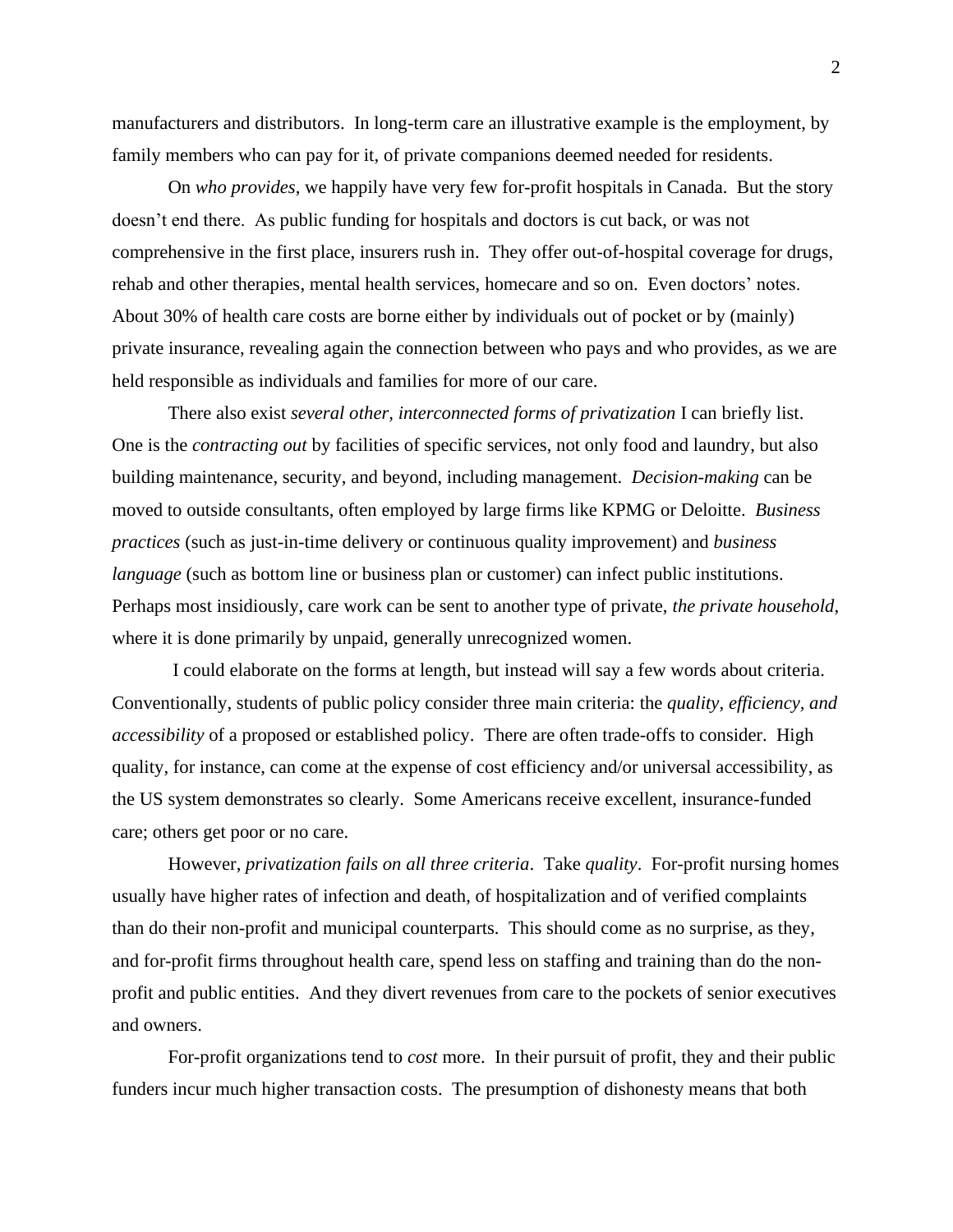manufacturers and distributors. In long-term care an illustrative example is the employment, by family members who can pay for it, of private companions deemed needed for residents.

On *who provides*, we happily have very few for-profit hospitals in Canada. But the story doesn't end there. As public funding for hospitals and doctors is cut back, or was not comprehensive in the first place, insurers rush in. They offer out-of-hospital coverage for drugs, rehab and other therapies, mental health services, homecare and so on. Even doctors' notes. About 30% of health care costs are borne either by individuals out of pocket or by (mainly) private insurance, revealing again the connection between who pays and who provides, as we are held responsible as individuals and families for more of our care.

There also exist *several other, interconnected forms of privatization* I can briefly list. One is the *contracting out* by facilities of specific services, not only food and laundry, but also building maintenance, security, and beyond, including management. *Decision-making* can be moved to outside consultants, often employed by large firms like KPMG or Deloitte. *Business practices* (such as just-in-time delivery or continuous quality improvement) and *business language* (such as bottom line or business plan or customer) can infect public institutions. Perhaps most insidiously, care work can be sent to another type of private, *the private household*, where it is done primarily by unpaid, generally unrecognized women.

I could elaborate on the forms at length, but instead will say a few words about criteria. Conventionally, students of public policy consider three main criteria: the *quality, efficiency, and accessibility* of a proposed or established policy. There are often trade-offs to consider. High quality, for instance, can come at the expense of cost efficiency and/or universal accessibility, as the US system demonstrates so clearly. Some Americans receive excellent, insurance-funded care; others get poor or no care.

However, *privatization fails on all three criteria*. Take *quality*. For-profit nursing homes usually have higher rates of infection and death, of hospitalization and of verified complaints than do their non-profit and municipal counterparts. This should come as no surprise, as they, and for-profit firms throughout health care, spend less on staffing and training than do the non-profit and public entities. And they divert revenues from care to the pockets of senior executives and owners.

For-profit organizations tend to *cost* more. In their pursuit of profit, they and their public funders incur much higher transaction costs. The presumption of dishonesty means that both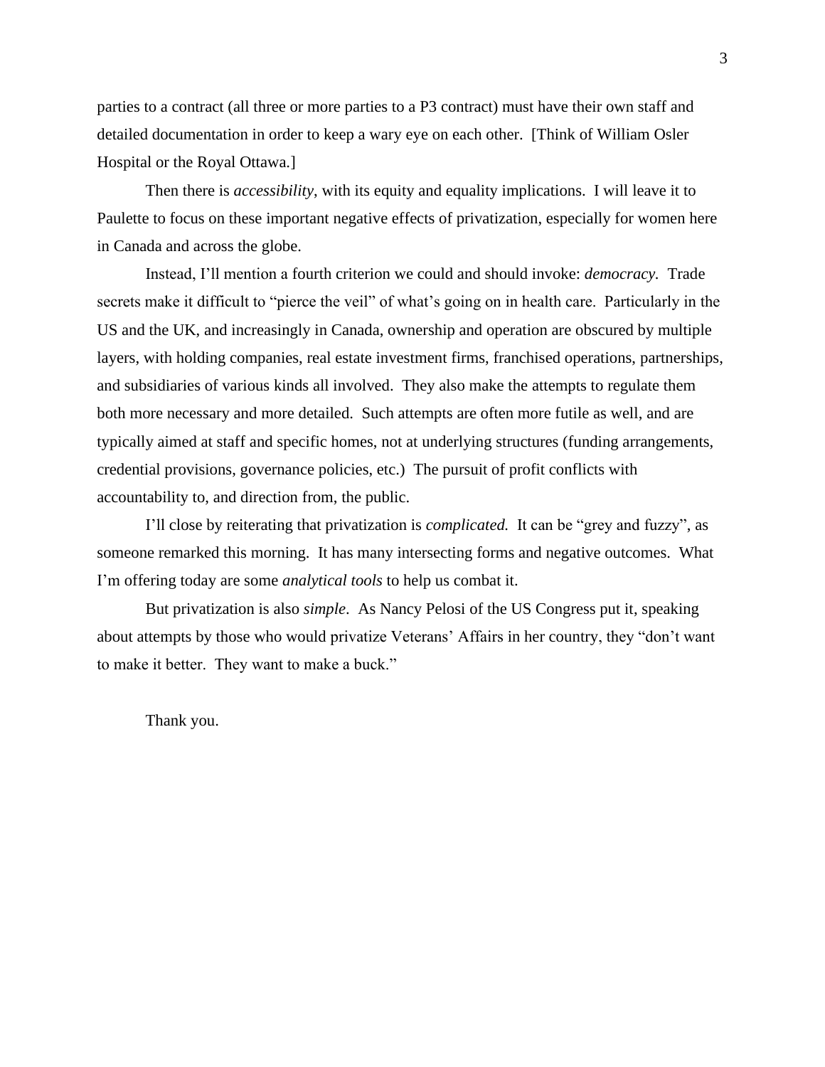parties to a contract (all three or more parties to a P3 contract) must have their own staff and detailed documentation in order to keep a wary eye on each other. [Think of William Osler Hospital or the Royal Ottawa.]

Then there is *accessibility*, with its equity and equality implications. I will leave it to Paulette to focus on these important negative effects of privatization, especially for women here in Canada and across the globe.

Instead, I'll mention a fourth criterion we could and should invoke: *democracy.* Trade secrets make it difficult to "pierce the veil" of what's going on in health care. Particularly in the US and the UK, and increasingly in Canada, ownership and operation are obscured by multiple layers, with holding companies, real estate investment firms, franchised operations, partnerships, and subsidiaries of various kinds all involved. They also make the attempts to regulate them both more necessary and more detailed. Such attempts are often more futile as well, and are typically aimed at staff and specific homes, not at underlying structures (funding arrangements, credential provisions, governance policies, etc.) The pursuit of profit conflicts with accountability to, and direction from, the public.

I'll close by reiterating that privatization is *complicated.* It can be "grey and fuzzy", as someone remarked this morning. It has many intersecting forms and negative outcomes. What I'm offering today are some *analytical tools* to help us combat it.

But privatization is also *simple*. As Nancy Pelosi of the US Congress put it, speaking about attempts by those who would privatize Veterans' Affairs in her country, they "don't want to make it better. They want to make a buck."

Thank you.